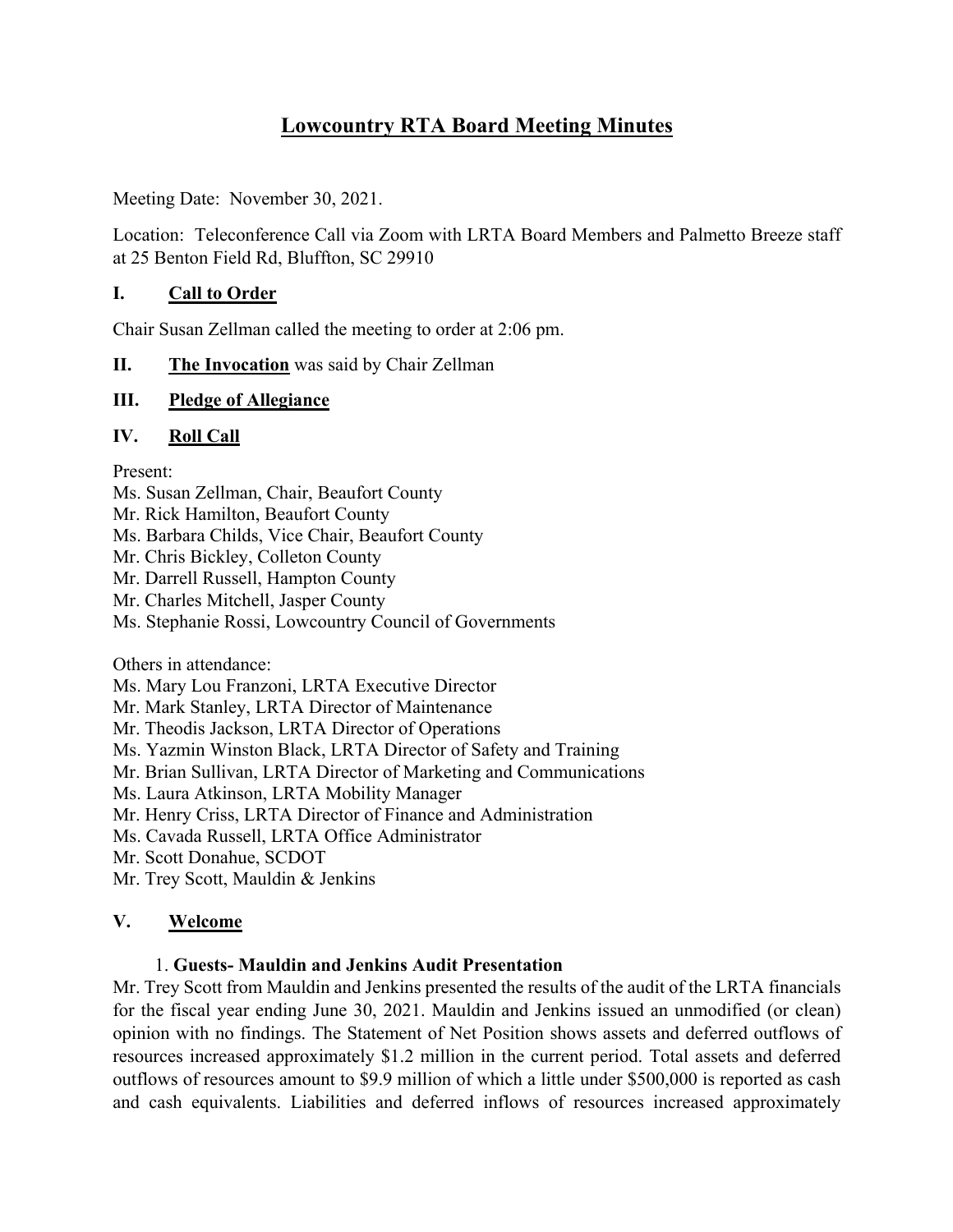# Lowcountry RTA Board Meeting Minutes

Meeting Date: November 30, 2021.

Location: Teleconference Call via Zoom with LRTA Board Members and Palmetto Breeze staff at 25 Benton Field Rd, Bluffton, SC 29910

## I. Call to Order

Chair Susan Zellman called the meeting to order at 2:06 pm.

## II. The Invocation was said by Chair Zellman

## III. Pledge of Allegiance

## IV. Roll Call

Present:
Ms. Susan Zellman, Chair, Beaufort County
Mr. Rick Hamilton, Beaufort County
Ms. Barbara Childs, Vice Chair, Beaufort County
Mr. Chris Bickley, Colleton County
Mr. Darrell Russell, Hampton County
Mr. Charles Mitchell, Jasper County
Ms. Stephanie Rossi, Lowcountry Council of Governments

Others in attendance:
Ms. Mary Lou Franzoni, LRTA Executive Director
Mr. Mark Stanley, LRTA Director of Maintenance
Mr. Theodis Jackson, LRTA Director of Operations
Ms. Yazmin Winston Black, LRTA Director of Safety and Training
Mr. Brian Sullivan, LRTA Director of Marketing and Communications
Ms. Laura Atkinson, LRTA Mobility Manager
Mr. Henry Criss, LRTA Director of Finance and Administration
Ms. Cavada Russell, LRTA Office Administrator
Mr. Scott Donahue, SCDOT
Mr. Trey Scott, Mauldin & Jenkins

## V. Welcome

1. **Guests- Mauldin and Jenkins Audit Presentation**

Mr. Trey Scott from Mauldin and Jenkins presented the results of the audit of the LRTA financials for the fiscal year ending June 30, 2021. Mauldin and Jenkins issued an unmodified (or clean) opinion with no findings. The Statement of Net Position shows assets and deferred outflows of resources increased approximately $1.2 million in the current period. Total assets and deferred outflows of resources amount to $9.9 million of which a little under $500,000 is reported as cash and cash equivalents. Liabilities and deferred inflows of resources increased approximately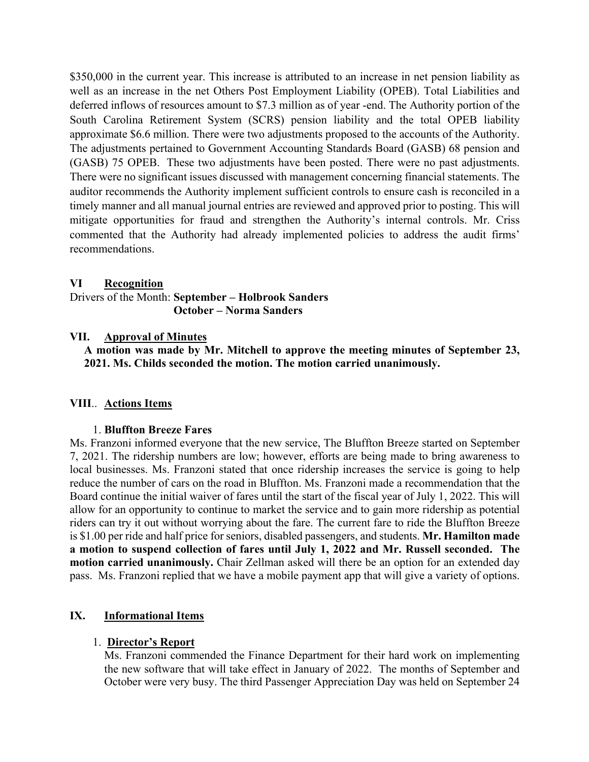$350,000 in the current year. This increase is attributed to an increase in net pension liability as well as an increase in the net Others Post Employment Liability (OPEB). Total Liabilities and deferred inflows of resources amount to $7.3 million as of year -end. The Authority portion of the South Carolina Retirement System (SCRS) pension liability and the total OPEB liability approximate $6.6 million. There were two adjustments proposed to the accounts of the Authority. The adjustments pertained to Government Accounting Standards Board (GASB) 68 pension and (GASB) 75 OPEB. These two adjustments have been posted. There were no past adjustments. There were no significant issues discussed with management concerning financial statements. The auditor recommends the Authority implement sufficient controls to ensure cash is reconciled in a timely manner and all manual journal entries are reviewed and approved prior to posting. This will mitigate opportunities for fraud and strengthen the Authority's internal controls. Mr. Criss commented that the Authority had already implemented policies to address the audit firms' recommendations.

## VI Recognition

Drivers of the Month: **September – Holbrook Sanders**
**October – Norma Sanders**

## VII. Approval of Minutes

**A motion was made by Mr. Mitchell to approve the meeting minutes of September 23, 2021. Ms. Childs seconded the motion. The motion carried unanimously.**

## VIII.. Actions Items

1. **Bluffton Breeze Fares**

Ms. Franzoni informed everyone that the new service, The Bluffton Breeze started on September 7, 2021. The ridership numbers are low; however, efforts are being made to bring awareness to local businesses. Ms. Franzoni stated that once ridership increases the service is going to help reduce the number of cars on the road in Bluffton. Ms. Franzoni made a recommendation that the Board continue the initial waiver of fares until the start of the fiscal year of July 1, 2022. This will allow for an opportunity to continue to market the service and to gain more ridership as potential riders can try it out without worrying about the fare. The current fare to ride the Bluffton Breeze is $1.00 per ride and half price for seniors, disabled passengers, and students. **Mr. Hamilton made a motion to suspend collection of fares until July 1, 2022 and Mr. Russell seconded. The motion carried unanimously.** Chair Zellman asked will there be an option for an extended day pass. Ms. Franzoni replied that we have a mobile payment app that will give a variety of options.

## IX. Informational Items

1. **Director's Report**

   Ms. Franzoni commended the Finance Department for their hard work on implementing the new software that will take effect in January of 2022. The months of September and October were very busy. The third Passenger Appreciation Day was held on September 24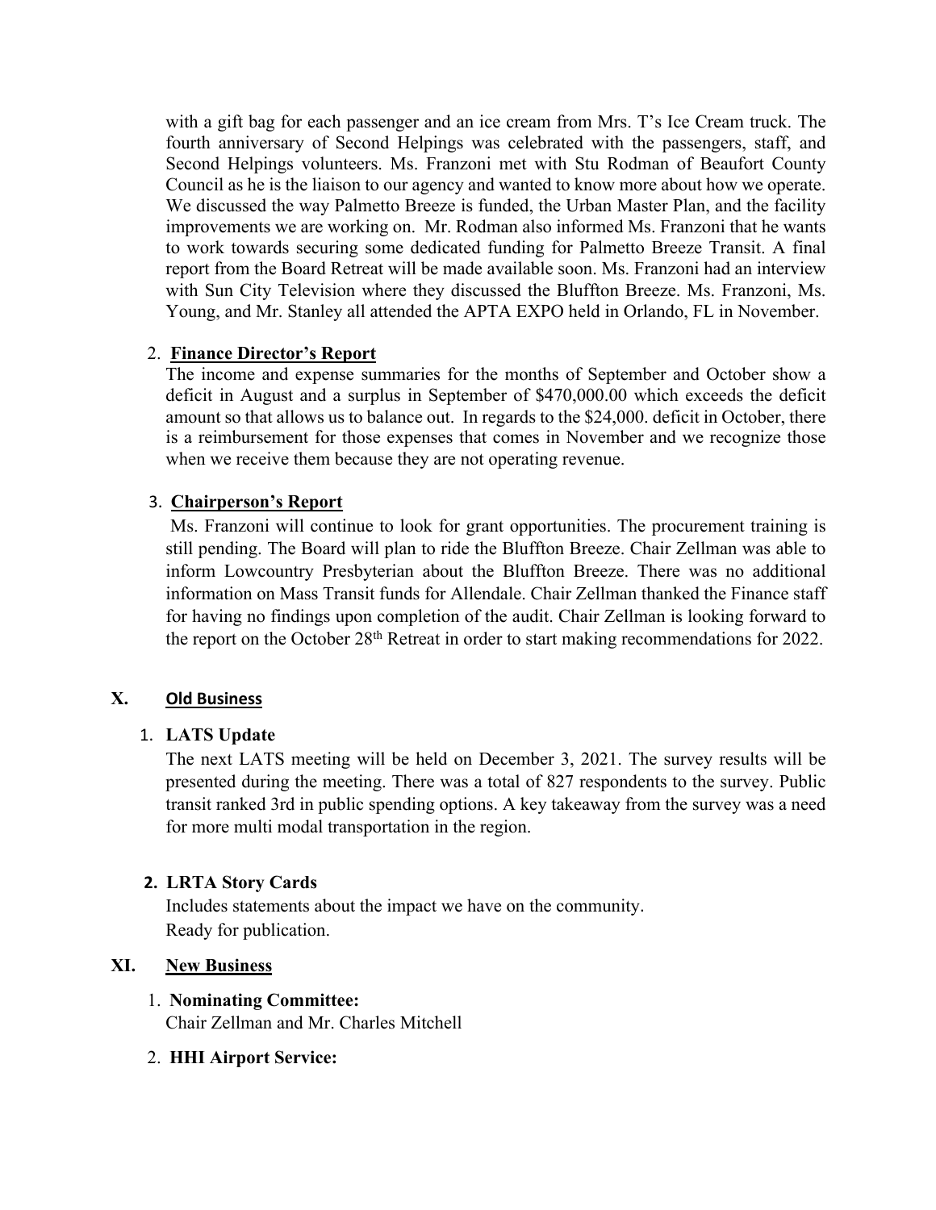with a gift bag for each passenger and an ice cream from Mrs. T's Ice Cream truck. The fourth anniversary of Second Helpings was celebrated with the passengers, staff, and Second Helpings volunteers. Ms. Franzoni met with Stu Rodman of Beaufort County Council as he is the liaison to our agency and wanted to know more about how we operate. We discussed the way Palmetto Breeze is funded, the Urban Master Plan, and the facility improvements we are working on. Mr. Rodman also informed Ms. Franzoni that he wants to work towards securing some dedicated funding for Palmetto Breeze Transit. A final report from the Board Retreat will be made available soon. Ms. Franzoni had an interview with Sun City Television where they discussed the Bluffton Breeze. Ms. Franzoni, Ms. Young, and Mr. Stanley all attended the APTA EXPO held in Orlando, FL in November.

2. **Finance Director's Report**
   The income and expense summaries for the months of September and October show a deficit in August and a surplus in September of $470,000.00 which exceeds the deficit amount so that allows us to balance out. In regards to the $24,000. deficit in October, there is a reimbursement for those expenses that comes in November and we recognize those when we receive them because they are not operating revenue.

3. **Chairperson's Report**
   Ms. Franzoni will continue to look for grant opportunities. The procurement training is still pending. The Board will plan to ride the Bluffton Breeze. Chair Zellman was able to inform Lowcountry Presbyterian about the Bluffton Breeze. There was no additional information on Mass Transit funds for Allendale. Chair Zellman thanked the Finance staff for having no findings upon completion of the audit. Chair Zellman is looking forward to the report on the October 28th Retreat in order to start making recommendations for 2022.

## X. Old Business

1. **LATS Update**
   The next LATS meeting will be held on December 3, 2021. The survey results will be presented during the meeting. There was a total of 827 respondents to the survey. Public transit ranked 3rd in public spending options. A key takeaway from the survey was a need for more multi modal transportation in the region.

2. **LRTA Story Cards**
   Includes statements about the impact we have on the community.
   Ready for publication.

## XI. New Business

1. **Nominating Committee:**
   Chair Zellman and Mr. Charles Mitchell

2. **HHI Airport Service:**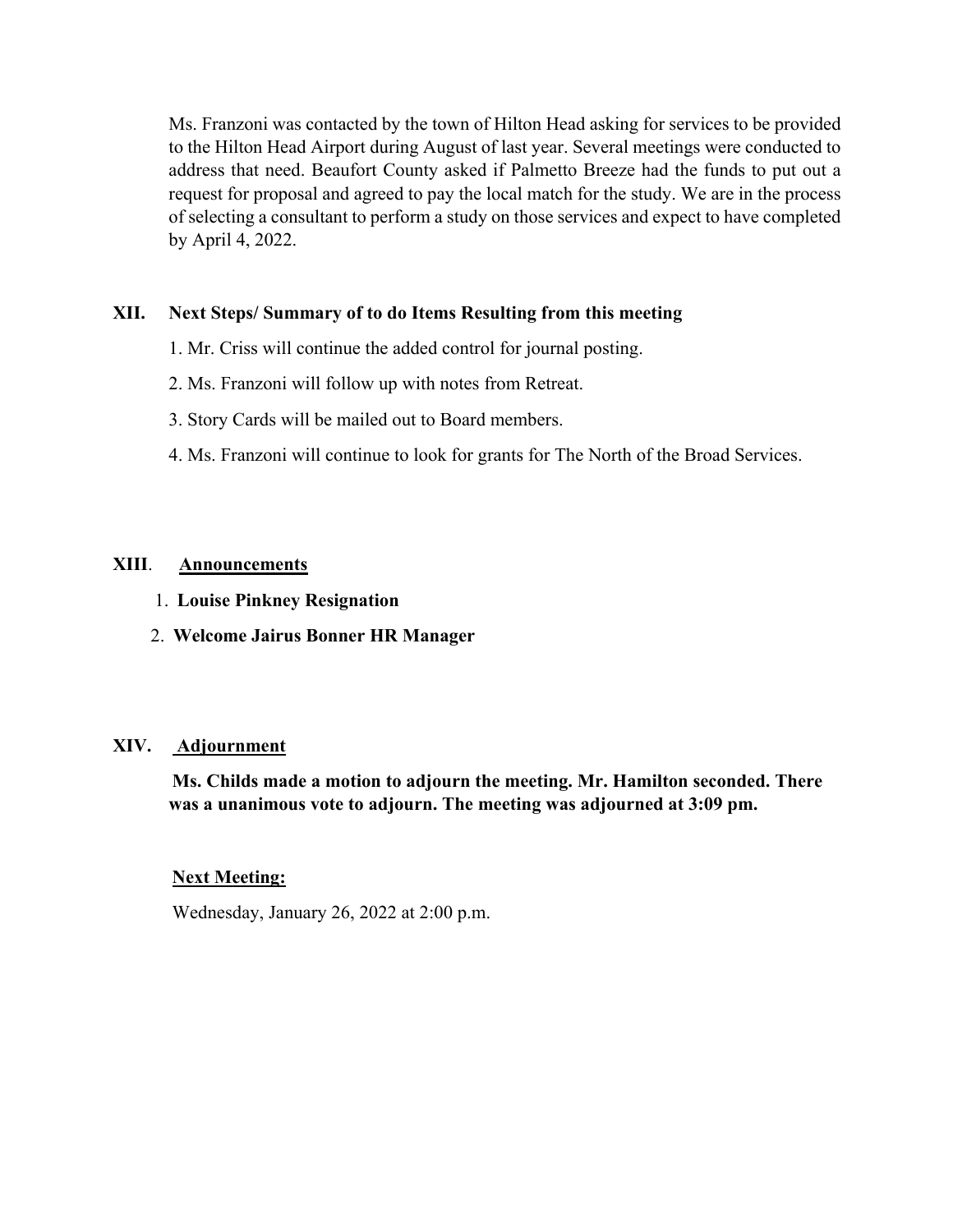Ms. Franzoni was contacted by the town of Hilton Head asking for services to be provided to the Hilton Head Airport during August of last year. Several meetings were conducted to address that need. Beaufort County asked if Palmetto Breeze had the funds to put out a request for proposal and agreed to pay the local match for the study. We are in the process of selecting a consultant to perform a study on those services and expect to have completed by April 4, 2022.

## XII. Next Steps/ Summary of to do Items Resulting from this meeting

1. Mr. Criss will continue the added control for journal posting.
2. Ms. Franzoni will follow up with notes from Retreat.
3. Story Cards will be mailed out to Board members.
4. Ms. Franzoni will continue to look for grants for The North of the Broad Services.

## XIII. Announcements

1. **Louise Pinkney Resignation**
2. **Welcome Jairus Bonner HR Manager**

## XIV. Adjournment

**Ms. Childs made a motion to adjourn the meeting. Mr. Hamilton seconded. There was a unanimous vote to adjourn. The meeting was adjourned at 3:09 pm.**

**Next Meeting:**

Wednesday, January 26, 2022 at 2:00 p.m.